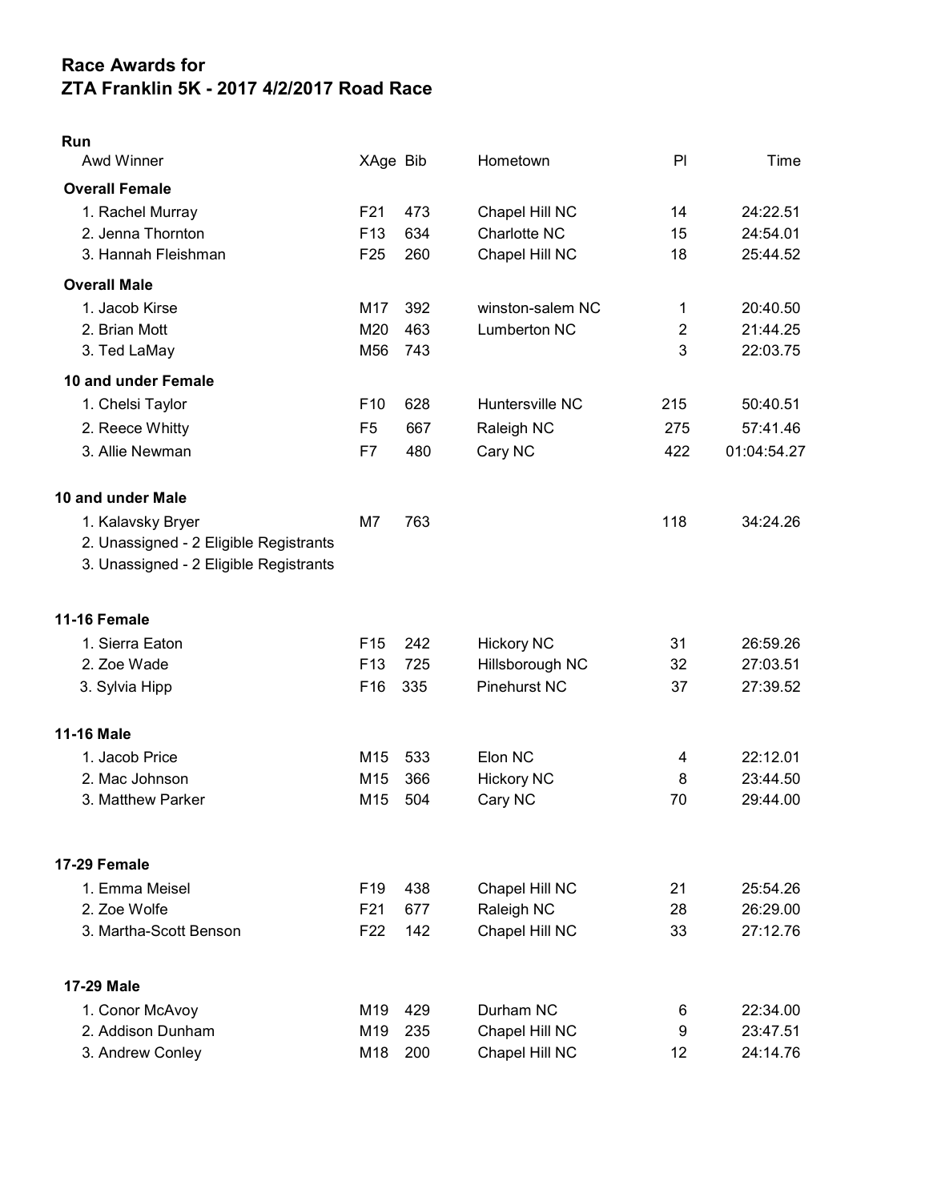# Race Awards for
# ZTA Franklin 5K - 2017 4/2/2017 Road Race

## Run

| Awd Winner | XAge | Bib | Hometown | Pl | Time |
|---|---|---|---|---|---|
| **Overall Female** | | | | | |
| 1. Rachel Murray | F21 | 473 | Chapel Hill NC | 14 | 24:22.51 |
| 2. Jenna Thornton | F13 | 634 | Charlotte NC | 15 | 24:54.01 |
| 3. Hannah Fleishman | F25 | 260 | Chapel Hill NC | 18 | 25:44.52 |
| **Overall Male** | | | | | |
| 1. Jacob Kirse | M17 | 392 | winston-salem NC | 1 | 20:40.50 |
| 2. Brian Mott | M20 | 463 | Lumberton NC | 2 | 21:44.25 |
| 3. Ted LaMay | M56 | 743 | | 3 | 22:03.75 |
| **10 and under Female** | | | | | |
| 1. Chelsi Taylor | F10 | 628 | Huntersville NC | 215 | 50:40.51 |
| 2. Reece Whitty | F5 | 667 | Raleigh NC | 275 | 57:41.46 |
| 3. Allie Newman | F7 | 480 | Cary NC | 422 | 01:04:54.27 |
| **10 and under Male** | | | | | |
| 1. Kalavsky Bryer | M7 | 763 | | 118 | 34:24.26 |
| 2. Unassigned - 2 Eligible Registrants | | | | | |
| 3. Unassigned - 2 Eligible Registrants | | | | | |
| **11-16 Female** | | | | | |
| 1. Sierra Eaton | F15 | 242 | Hickory NC | 31 | 26:59.26 |
| 2. Zoe Wade | F13 | 725 | Hillsborough NC | 32 | 27:03.51 |
| 3. Sylvia Hipp | F16 | 335 | Pinehurst NC | 37 | 27:39.52 |
| **11-16 Male** | | | | | |
| 1. Jacob Price | M15 | 533 | Elon NC | 4 | 22:12.01 |
| 2. Mac Johnson | M15 | 366 | Hickory NC | 8 | 23:44.50 |
| 3. Matthew Parker | M15 | 504 | Cary NC | 70 | 29:44.00 |
| **17-29 Female** | | | | | |
| 1. Emma Meisel | F19 | 438 | Chapel Hill NC | 21 | 25:54.26 |
| 2. Zoe Wolfe | F21 | 677 | Raleigh NC | 28 | 26:29.00 |
| 3. Martha-Scott Benson | F22 | 142 | Chapel Hill NC | 33 | 27:12.76 |
| **17-29 Male** | | | | | |
| 1. Conor McAvoy | M19 | 429 | Durham NC | 6 | 22:34.00 |
| 2. Addison Dunham | M19 | 235 | Chapel Hill NC | 9 | 23:47.51 |
| 3. Andrew Conley | M18 | 200 | Chapel Hill NC | 12 | 24:14.76 |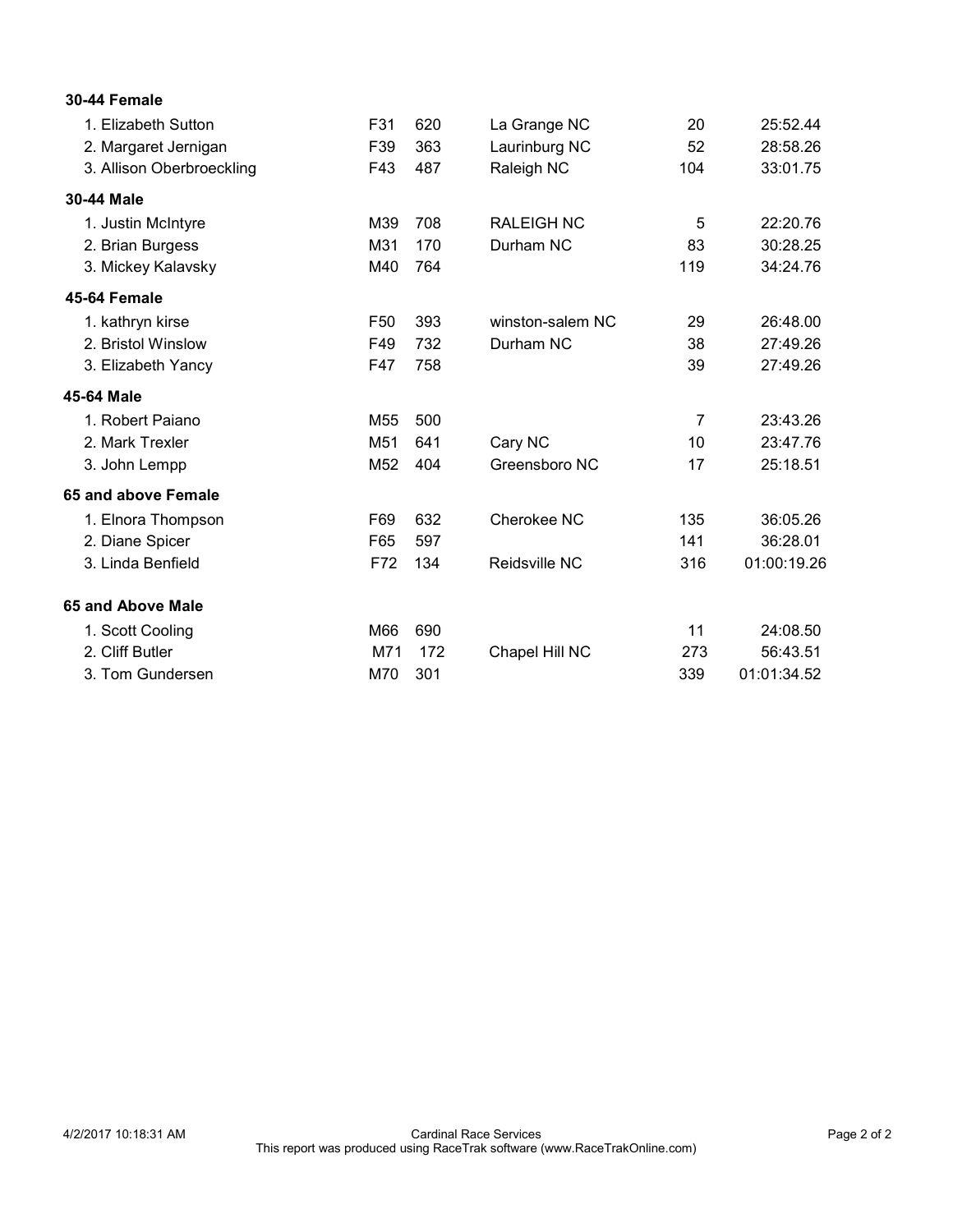**30-44 Female**

| | | | | | |
|---|---|---|---|---|---|
| 1. Elizabeth Sutton | F31 | 620 | La Grange NC | 20 | 25:52.44 |
| 2. Margaret Jernigan | F39 | 363 | Laurinburg NC | 52 | 28:58.26 |
| 3. Allison Oberbroeckling | F43 | 487 | Raleigh NC | 104 | 33:01.75 |

**30-44 Male**

| | | | | | |
|---|---|---|---|---|---|
| 1. Justin McIntyre | M39 | 708 | RALEIGH NC | 5 | 22:20.76 |
| 2. Brian Burgess | M31 | 170 | Durham NC | 83 | 30:28.25 |
| 3. Mickey Kalavsky | M40 | 764 | | 119 | 34:24.76 |

**45-64 Female**

| | | | | | |
|---|---|---|---|---|---|
| 1. kathryn kirse | F50 | 393 | winston-salem NC | 29 | 26:48.00 |
| 2. Bristol Winslow | F49 | 732 | Durham NC | 38 | 27:49.26 |
| 3. Elizabeth Yancy | F47 | 758 | | 39 | 27:49.26 |

**45-64 Male**

| | | | | | |
|---|---|---|---|---|---|
| 1. Robert Paiano | M55 | 500 | | 7 | 23:43.26 |
| 2. Mark Trexler | M51 | 641 | Cary NC | 10 | 23:47.76 |
| 3. John Lempp | M52 | 404 | Greensboro NC | 17 | 25:18.51 |

**65 and above Female**

| | | | | | |
|---|---|---|---|---|---|
| 1. Elnora Thompson | F69 | 632 | Cherokee NC | 135 | 36:05.26 |
| 2. Diane Spicer | F65 | 597 | | 141 | 36:28.01 |
| 3. Linda Benfield | F72 | 134 | Reidsville NC | 316 | 01:00:19.26 |

**65 and Above Male**

| | | | | | |
|---|---|---|---|---|---|
| 1. Scott Cooling | M66 | 690 | | 11 | 24:08.50 |
| 2. Cliff Butler | M71 | 172 | Chapel Hill NC | 273 | 56:43.51 |
| 3. Tom Gundersen | M70 | 301 | | 339 | 01:01:34.52 |

4/2/2017 10:18:31 AM

Cardinal Race Services
This report was produced using RaceTrak software (www.RaceTrakOnline.com)